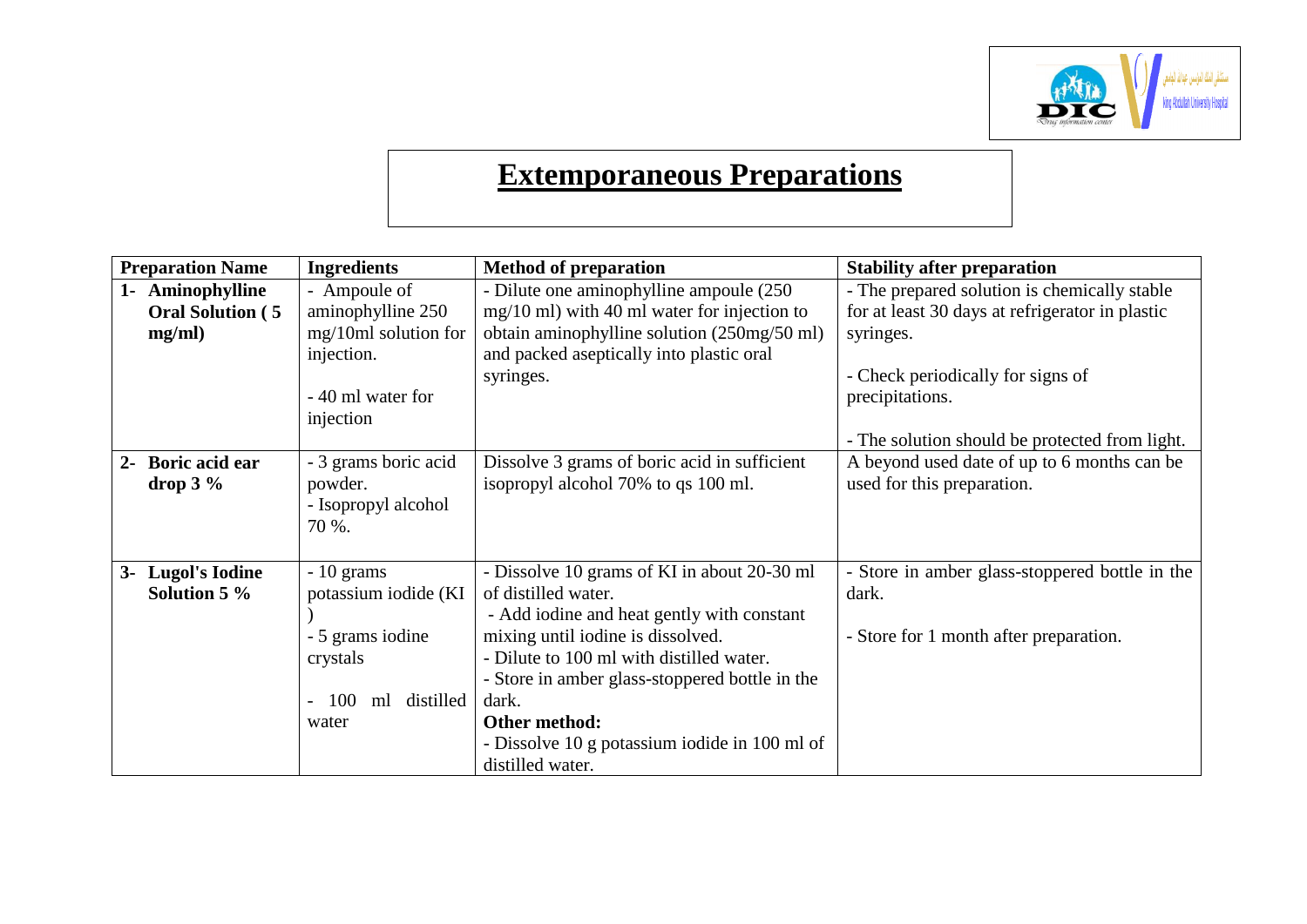# Extemporaneous Preparations

| Preparation Name | Ingredients | Method of preparation | Stability after preparation |
|---|---|---|---|
| **1- Aminophylline Oral Solution ( 5 mg/ml)** | - Ampoule of aminophylline 250 mg/10ml solution for injection.<br><br>- 40 ml water for injection | - Dilute one aminophylline ampoule (250 mg/10 ml) with 40 ml water for injection to obtain aminophylline solution (250mg/50 ml) and packed aseptically into plastic oral syringes. | - The prepared solution is chemically stable for at least 30 days at refrigerator in plastic syringes.<br><br>- Check periodically for signs of precipitations.<br><br>- The solution should be protected from light. |
| **2- Boric acid ear drop 3 %** | - 3 grams boric acid powder.<br>- Isopropyl alcohol 70 %. | Dissolve 3 grams of boric acid in sufficient isopropyl alcohol 70% to qs 100 ml. | A beyond used date of up to 6 months can be used for this preparation. |
| **3- Lugol's Iodine Solution 5 %** | - 10 grams potassium iodide (KI )<br>- 5 grams iodine crystals<br><br>- 100 ml distilled water | - Dissolve 10 grams of KI in about 20-30 ml of distilled water.<br>- Add iodine and heat gently with constant mixing until iodine is dissolved.<br>- Dilute to 100 ml with distilled water.<br>- Store in amber glass-stoppered bottle in the dark.<br>**Other method:**<br>- Dissolve 10 g potassium iodide in 100 ml of distilled water. | - Store in amber glass-stoppered bottle in the dark.<br><br>- Store for 1 month after preparation. |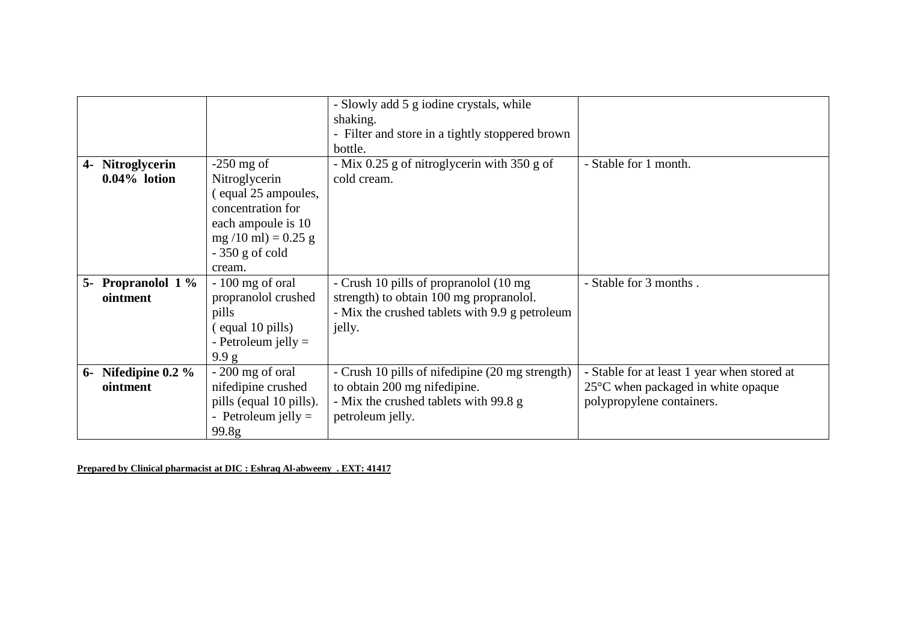| | | | |
|---|---|---|---|
| | | - Slowly add 5 g iodine crystals, while shaking.<br>- Filter and store in a tightly stoppered brown bottle. | |
| **4- Nitroglycerin 0.04% lotion** | -250 mg of Nitroglycerin ( equal 25 ampoules, concentration for each ampoule is 10 mg /10 ml) = 0.25 g<br>- 350 g of cold cream. | - Mix 0.25 g of nitroglycerin with 350 g of cold cream. | - Stable for 1 month. |
| **5- Propranolol 1 % ointment** | - 100 mg of oral propranolol crushed pills ( equal 10 pills)<br>- Petroleum jelly = 9.9 g | - Crush 10 pills of propranolol (10 mg strength) to obtain 100 mg propranolol.<br>- Mix the crushed tablets with 9.9 g petroleum jelly. | - Stable for 3 months . |
| **6- Nifedipine 0.2 % ointment** | - 200 mg of oral nifedipine crushed pills (equal 10 pills).<br>- Petroleum jelly = 99.8g | - Crush 10 pills of nifedipine (20 mg strength) to obtain 200 mg nifedipine.<br>- Mix the crushed tablets with 99.8 g petroleum jelly. | - Stable for at least 1 year when stored at 25°C when packaged in white opaque polypropylene containers. |

**Prepared by Clinical pharmacist at DIC : Eshraq Al-abweeny . EXT: 41417**